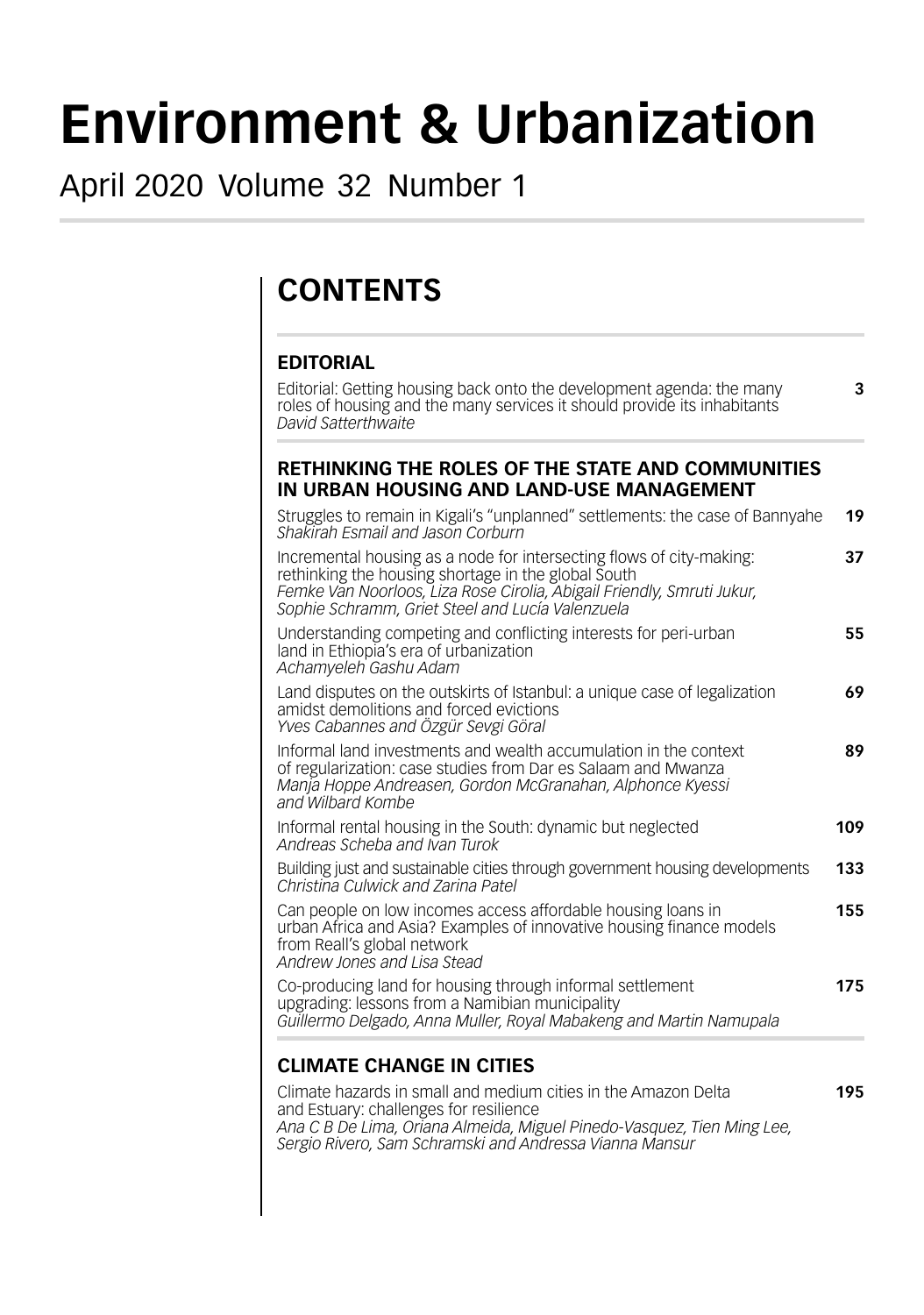# Environment & Urbanization

April 2020 Volume 32 Number 1

## CONTENTS

### EDITORIAL

Editorial: Getting housing back onto the development agenda: the many roles of housing and the many services it should provide its inhabitants — **3**
*David Satterthwaite*

### RETHINKING THE ROLES OF THE STATE AND COMMUNITIES IN URBAN HOUSING AND LAND-USE MANAGEMENT

Struggles to remain in Kigali's "unplanned" settlements: the case of Bannyahe — **19**
*Shakirah Esmail and Jason Corburn*

Incremental housing as a node for intersecting flows of city-making: rethinking the housing shortage in the global South — **37**
*Femke Van Noorloos, Liza Rose Cirolia, Abigail Friendly, Smruti Jukur, Sophie Schramm, Griet Steel and Lucía Valenzuela*

Understanding competing and conflicting interests for peri-urban land in Ethiopia's era of urbanization — **55**
*Achamyeleh Gashu Adam*

Land disputes on the outskirts of Istanbul: a unique case of legalization amidst demolitions and forced evictions — **69**
*Yves Cabannes and Özgür Sevgi Göral*

Informal land investments and wealth accumulation in the context of regularization: case studies from Dar es Salaam and Mwanza — **89**
*Manja Hoppe Andreasen, Gordon McGranahan, Alphonce Kyessi and Wilbard Kombe*

Informal rental housing in the South: dynamic but neglected — **109**
*Andreas Scheba and Ivan Turok*

Building just and sustainable cities through government housing developments — **133**
*Christina Culwick and Zarina Patel*

Can people on low incomes access affordable housing loans in urban Africa and Asia? Examples of innovative housing finance models from Reall's global network — **155**
*Andrew Jones and Lisa Stead*

Co-producing land for housing through informal settlement upgrading: lessons from a Namibian municipality — **175**
*Guillermo Delgado, Anna Muller, Royal Mabakeng and Martin Namupala*

### CLIMATE CHANGE IN CITIES

Climate hazards in small and medium cities in the Amazon Delta and Estuary: challenges for resilience — **195**
*Ana C B De Lima, Oriana Almeida, Miguel Pinedo-Vasquez, Tien Ming Lee, Sergio Rivero, Sam Schramski and Andressa Vianna Mansur*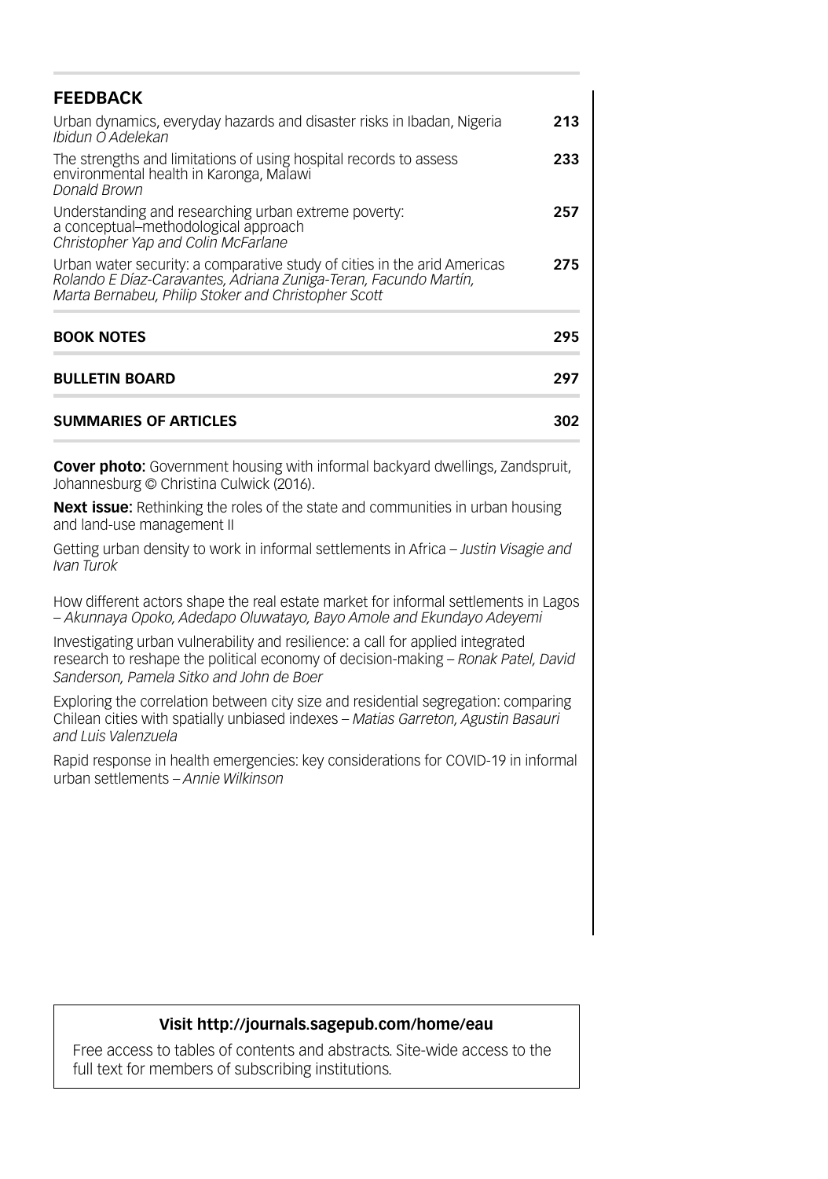## FEEDBACK

Urban dynamics, everyday hazards and disaster risks in Ibadan, Nigeria **213**
*Ibidun O Adelekan*

The strengths and limitations of using hospital records to assess environmental health in Karonga, Malawi **233**
*Donald Brown*

Understanding and researching urban extreme poverty: a conceptual–methodological approach **257**
*Christopher Yap and Colin McFarlane*

Urban water security: a comparative study of cities in the arid Americas **275**
*Rolando E Díaz-Caravantes, Adriana Zuniga-Teran, Facundo Martín, Marta Bernabeu, Philip Stoker and Christopher Scott*

## BOOK NOTES **295**

## BULLETIN BOARD **297**

## SUMMARIES OF ARTICLES **302**

**Cover photo:** Government housing with informal backyard dwellings, Zandspruit, Johannesburg © Christina Culwick (2016).

**Next issue:** Rethinking the roles of the state and communities in urban housing and land-use management II

Getting urban density to work in informal settlements in Africa – *Justin Visagie and Ivan Turok*

How different actors shape the real estate market for informal settlements in Lagos – *Akunnaya Opoko, Adedapo Oluwatayo, Bayo Amole and Ekundayo Adeyemi*

Investigating urban vulnerability and resilience: a call for applied integrated research to reshape the political economy of decision-making – *Ronak Patel, David Sanderson, Pamela Sitko and John de Boer*

Exploring the correlation between city size and residential segregation: comparing Chilean cities with spatially unbiased indexes – *Matias Garreton, Agustin Basauri and Luis Valenzuela*

Rapid response in health emergencies: key considerations for COVID-19 in informal urban settlements – *Annie Wilkinson*

**Visit http://journals.sagepub.com/home/eau**

Free access to tables of contents and abstracts. Site-wide access to the full text for members of subscribing institutions.